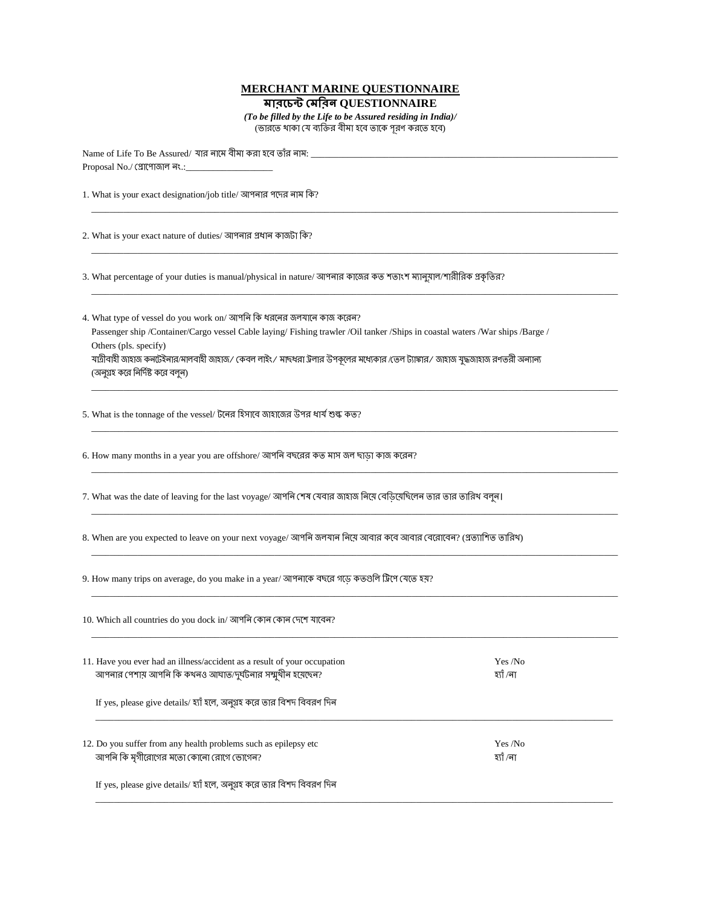# MERCHANT MARINE QUESTIONNAIRE

# মারচেন্ট মেরিন QUESTIONNAIRE

*(To be filled by the Life to be Assured residing in India)/*
(ভারতে থাকা যে ব্যক্তির বীমা হবে তাকে পূরণ করতে হবে)

Name of Life To Be Assured/ যার নামে বীমা করা হবে তাঁর নাম: ___________________________________________

Proposal No./ প্রোপোজাল নং.:____________________

1. What is your exact designation/job title/ আপনার পদের নাম কি?

___________________________________________

2. What is your exact nature of duties/ আপনার প্রধান কাজটা কি?

___________________________________________

3. What percentage of your duties is manual/physical in nature/ আপনার কাজের কত শতাংশ ম্যানুয়াল/শারীরিক প্রকৃতির?

___________________________________________

4. What type of vessel do you work on/ আপনি কি ধরনের জলযানে কাজ করেন?
   Passenger ship /Container/Cargo vessel Cable laying/ Fishing trawler /Oil tanker /Ships in coastal waters /War ships /Barge / Others (pls. specify)
   যাত্রীবাহী জাহাজ কনটেইনার/মালবাহী জাহাজ/ কেবল লাইং/ মাছধরা ট্রলার উপকূলের মধ্যেকার /তেল ট্যাঙ্কার/ জাহাজ যুদ্ধজাহাজ রণতরী অন্যান্য (অনুগ্রহ করে নির্দিষ্ট করে বলুন)

___________________________________________

5. What is the tonnage of the vessel/ টনের হিসাবে জাহাজের উপর ধার্য শুল্ক কত?

___________________________________________

6. How many months in a year you are offshore/ আপনি বছরের কত মাস জল ছাড়া কাজ করেন?

___________________________________________

7. What was the date of leaving for the last voyage/ আপনি শেষ যেবার জাহাজ নিয়ে বেড়িয়েছিলেন তার তার তারিখ বলুন।

___________________________________________

8. When are you expected to leave on your next voyage/ আপনি জলযান নিয়ে আবার কবে আবার বেরোবেন? (প্রত্যাশিত তারিখ)

___________________________________________

9. How many trips on average, do you make in a year/ আপনাকে বছরে গড়ে কতগুলি ট্রিপে যেতে হয়?

___________________________________________

10. Which all countries do you dock in/ আপনি কোন কোন দেশে যাবেন?

___________________________________________

11. Have you ever had an illness/accident as a result of your occupation — Yes /No
    আপনার পেশায় আপনি কি কখনও আঘাত/দুর্ঘটনার সম্মুখীন হয়েছেন? — হ্যাঁ /না

    If yes, please give details/ হ্যাঁ হলে, অনুগ্রহ করে তার বিশদ বিবরণ দিন

___________________________________________

12. Do you suffer from any health problems such as epilepsy etc — Yes /No
    আপনি কি মৃগীরোগের মতো কোনো রোগে ভোগেন? — হ্যাঁ /না

    If yes, please give details/ হ্যাঁ হলে, অনুগ্রহ করে তার বিশদ বিবরণ দিন

___________________________________________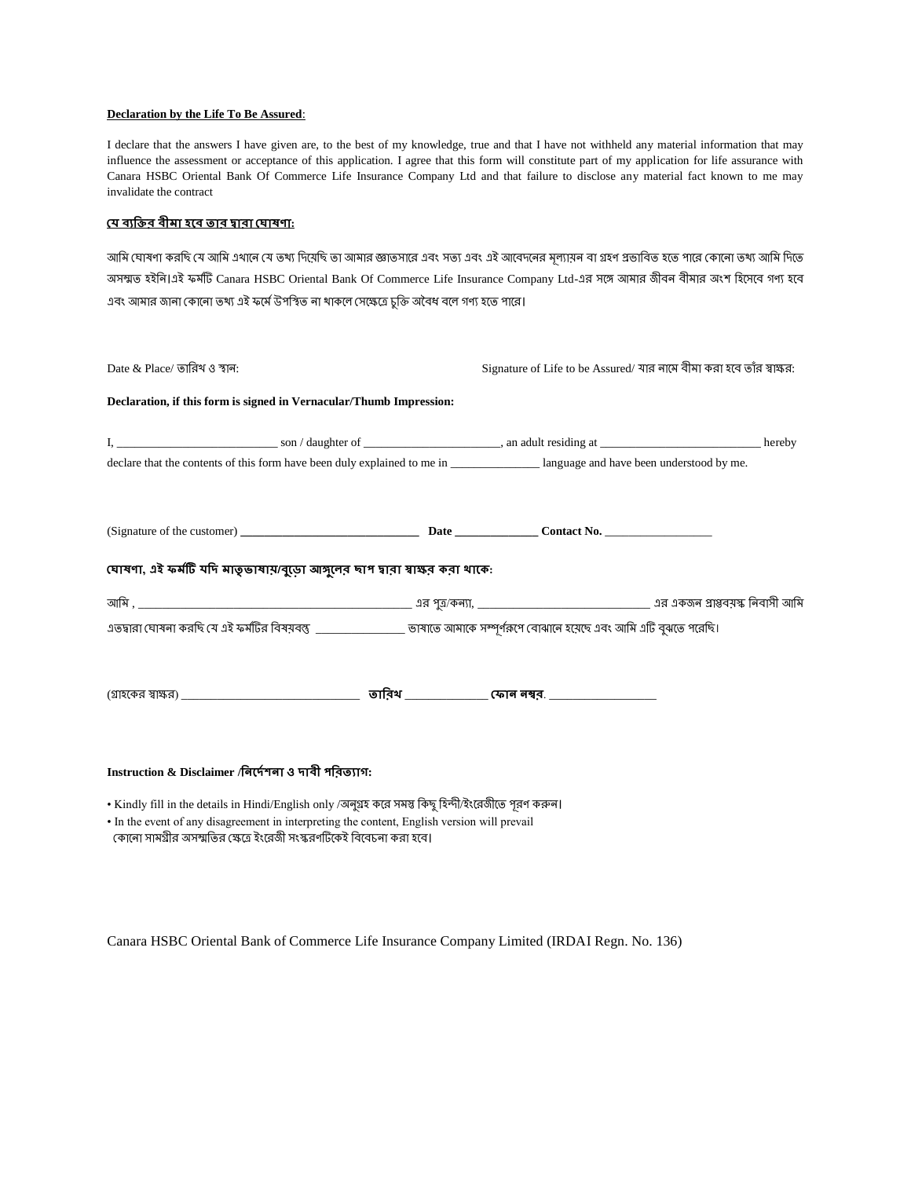**Declaration by the Life To Be Assured**:

I declare that the answers I have given are, to the best of my knowledge, true and that I have not withheld any material information that may influence the assessment or acceptance of this application. I agree that this form will constitute part of my application for life assurance with Canara HSBC Oriental Bank Of Commerce Life Insurance Company Ltd and that failure to disclose any material fact known to me may invalidate the contract

**যে ব্যক্তির বীমা হবে তার দ্বারা ঘোষণা:**

আমি ঘোষণা করছি যে আমি এখানে যে তথ্য দিয়েছি তা আমার জ্ঞাতসারে এবং সত্য এবং এই আবেদনের মূল্যায়ন বা গ্রহণ প্রভাবিত হতে পারে কোনো তথ্য আমি দিতে অসম্মত হইনি।এই ফর্মটি Canara HSBC Oriental Bank Of Commerce Life Insurance Company Ltd-এর সঙ্গে আমার জীবন বীমার অংশ হিসেবে গণ্য হবে এবং আমার জানা কোনো তথ্য এই ফর্মে উপস্থিত না থাকলে সেক্ষেত্রে চুক্তি অবৈধ বলে গণ্য হতে পারে।

Date & Place/ তারিখ ও স্থান:

Signature of Life to be Assured/ যার নামে বীমা করা হবে তাঁর স্বাক্ষর:

**Declaration, if this form is signed in Vernacular/Thumb Impression:**

I, ___________________________ son / daughter of _______________________, an adult residing at ____________________________ hereby declare that the contents of this form have been duly explained to me in _______________ language and have been understood by me.

(Signature of the customer) _______________________________ **Date** ______________ **Contact No.** __________________

**ঘোষণা, এই ফর্মটি যদি মাতৃভাষায়/বুড়ো আঙ্গুলের ছাপ দ্বারা স্বাক্ষর করা থাকে:**

আমি , _________________________________________________ এর পুত্র/কন্যা, ______________________________ এর একজন প্রাপ্তবয়স্ক নিবাসী আমি এতদ্বারা ঘোষনা করছি যে এই ফর্মটির বিষয়বস্তু _______________ ভাষাতে আমাকে সম্পূর্ণরূপে বোঝানো হয়েছে এবং আমি এটি বুঝতে পেরেছি।

(গ্রাহকের স্বাক্ষর) ______________________________ **তারিখ** ______________ **ফোন নম্বর**. __________________

**Instruction & Disclaimer /নির্দেশনা ও দাবী পরিত্যাগ:**

- Kindly fill in the details in Hindi/English only /অনুগ্রহ করে সমস্ত কিছু হিন্দী/ইংরেজীতে পূরণ করুন।
- In the event of any disagreement in interpreting the content, English version will prevail
  কোনো সামগ্রীর অসম্মতির ক্ষেত্রে ইংরেজী সংস্করণটিকেই বিবেচনা করা হবে।

Canara HSBC Oriental Bank of Commerce Life Insurance Company Limited (IRDAI Regn. No. 136)